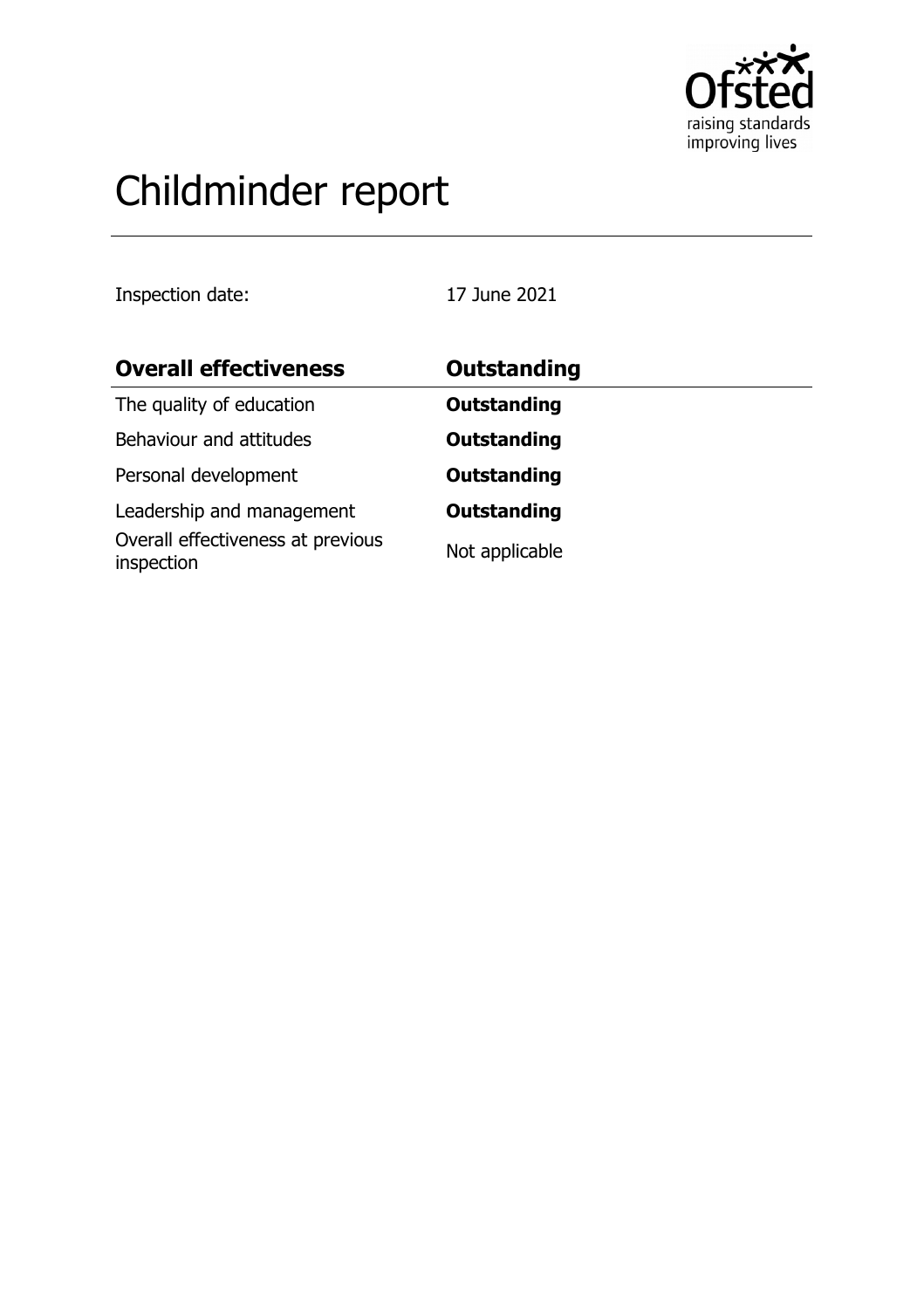# Childminder report

Inspection date: 17 June 2021

| **Overall effectiveness** | **Outstanding** |
|---|---|
| The quality of education | **Outstanding** |
| Behaviour and attitudes | **Outstanding** |
| Personal development | **Outstanding** |
| Leadership and management | **Outstanding** |
| Overall effectiveness at previous inspection | Not applicable |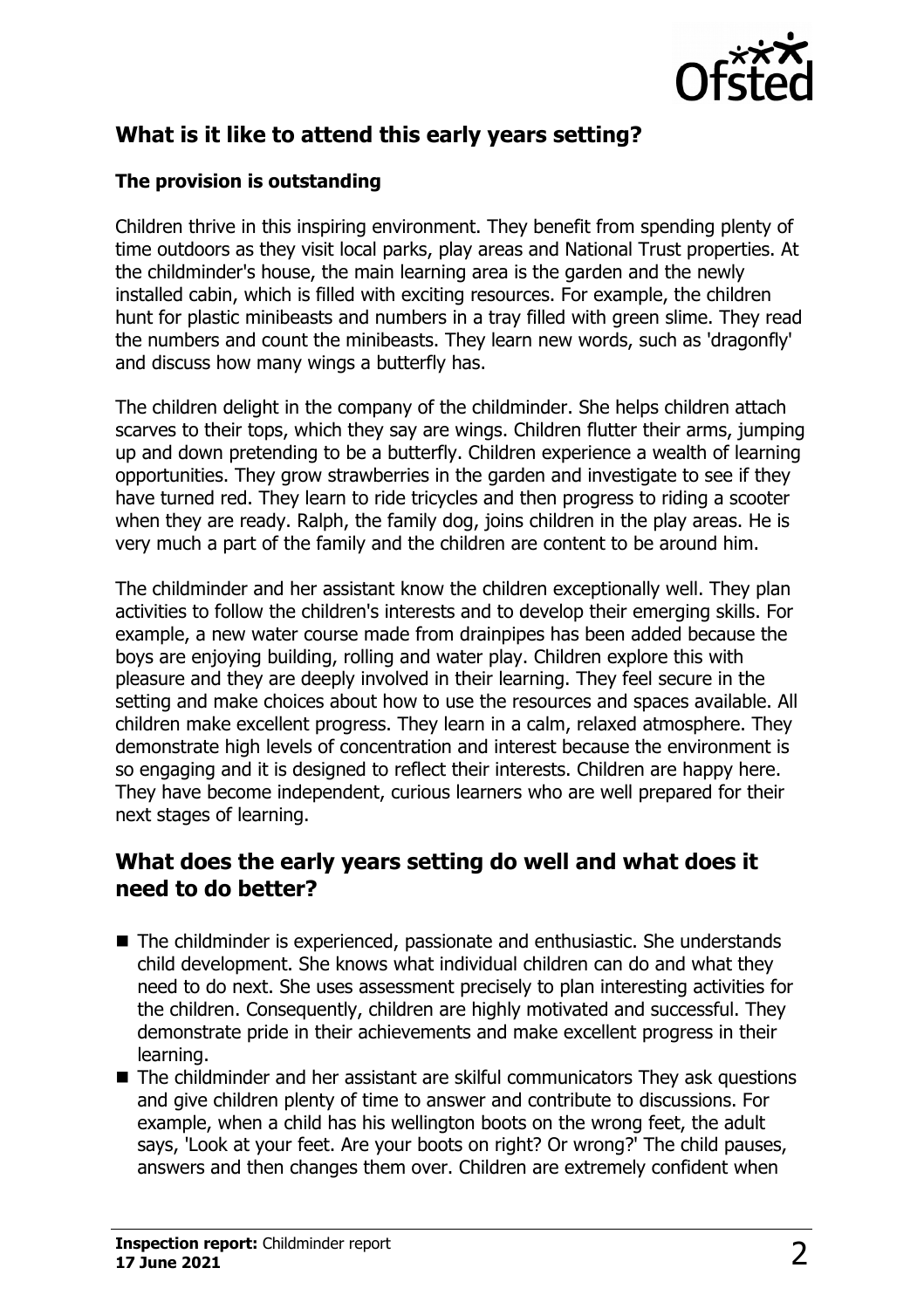## What is it like to attend this early years setting?

### The provision is outstanding

Children thrive in this inspiring environment. They benefit from spending plenty of time outdoors as they visit local parks, play areas and National Trust properties. At the childminder's house, the main learning area is the garden and the newly installed cabin, which is filled with exciting resources. For example, the children hunt for plastic minibeasts and numbers in a tray filled with green slime. They read the numbers and count the minibeasts. They learn new words, such as 'dragonfly' and discuss how many wings a butterfly has.

The children delight in the company of the childminder. She helps children attach scarves to their tops, which they say are wings. Children flutter their arms, jumping up and down pretending to be a butterfly. Children experience a wealth of learning opportunities. They grow strawberries in the garden and investigate to see if they have turned red. They learn to ride tricycles and then progress to riding a scooter when they are ready. Ralph, the family dog, joins children in the play areas. He is very much a part of the family and the children are content to be around him.

The childminder and her assistant know the children exceptionally well. They plan activities to follow the children's interests and to develop their emerging skills. For example, a new water course made from drainpipes has been added because the boys are enjoying building, rolling and water play. Children explore this with pleasure and they are deeply involved in their learning. They feel secure in the setting and make choices about how to use the resources and spaces available. All children make excellent progress. They learn in a calm, relaxed atmosphere. They demonstrate high levels of concentration and interest because the environment is so engaging and it is designed to reflect their interests. Children are happy here. They have become independent, curious learners who are well prepared for their next stages of learning.

## What does the early years setting do well and what does it need to do better?

- The childminder is experienced, passionate and enthusiastic. She understands child development. She knows what individual children can do and what they need to do next. She uses assessment precisely to plan interesting activities for the children. Consequently, children are highly motivated and successful. They demonstrate pride in their achievements and make excellent progress in their learning.
- The childminder and her assistant are skilful communicators They ask questions and give children plenty of time to answer and contribute to discussions. For example, when a child has his wellington boots on the wrong feet, the adult says, 'Look at your feet. Are your boots on right? Or wrong?' The child pauses, answers and then changes them over. Children are extremely confident when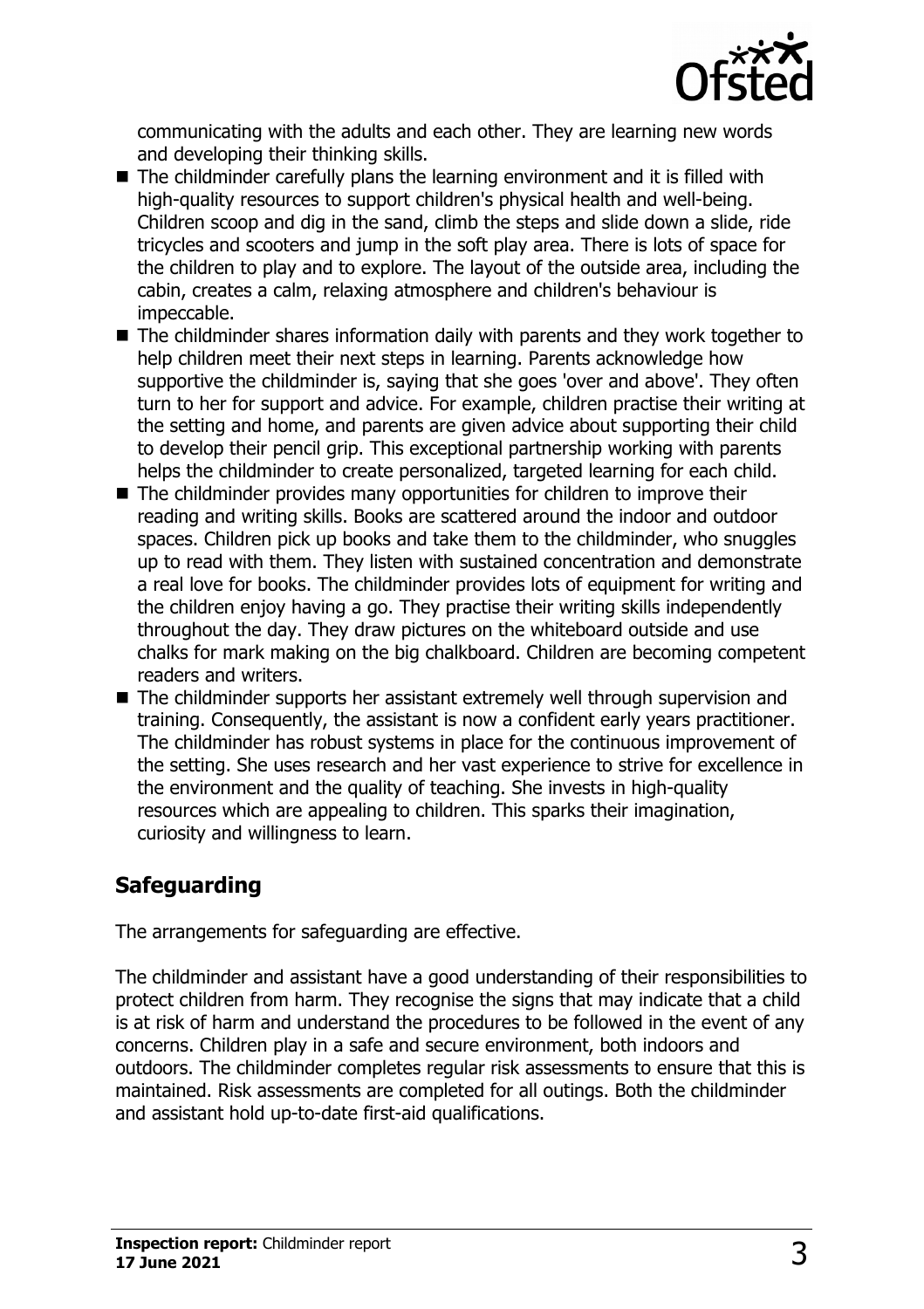communicating with the adults and each other. They are learning new words and developing their thinking skills.

- The childminder carefully plans the learning environment and it is filled with high-quality resources to support children's physical health and well-being. Children scoop and dig in the sand, climb the steps and slide down a slide, ride tricycles and scooters and jump in the soft play area. There is lots of space for the children to play and to explore. The layout of the outside area, including the cabin, creates a calm, relaxing atmosphere and children's behaviour is impeccable.
- The childminder shares information daily with parents and they work together to help children meet their next steps in learning. Parents acknowledge how supportive the childminder is, saying that she goes 'over and above'. They often turn to her for support and advice. For example, children practise their writing at the setting and home, and parents are given advice about supporting their child to develop their pencil grip. This exceptional partnership working with parents helps the childminder to create personalized, targeted learning for each child.
- The childminder provides many opportunities for children to improve their reading and writing skills. Books are scattered around the indoor and outdoor spaces. Children pick up books and take them to the childminder, who snuggles up to read with them. They listen with sustained concentration and demonstrate a real love for books. The childminder provides lots of equipment for writing and the children enjoy having a go. They practise their writing skills independently throughout the day. They draw pictures on the whiteboard outside and use chalks for mark making on the big chalkboard. Children are becoming competent readers and writers.
- The childminder supports her assistant extremely well through supervision and training. Consequently, the assistant is now a confident early years practitioner. The childminder has robust systems in place for the continuous improvement of the setting. She uses research and her vast experience to strive for excellence in the environment and the quality of teaching. She invests in high-quality resources which are appealing to children. This sparks their imagination, curiosity and willingness to learn.

## Safeguarding

The arrangements for safeguarding are effective.

The childminder and assistant have a good understanding of their responsibilities to protect children from harm. They recognise the signs that may indicate that a child is at risk of harm and understand the procedures to be followed in the event of any concerns. Children play in a safe and secure environment, both indoors and outdoors. The childminder completes regular risk assessments to ensure that this is maintained. Risk assessments are completed for all outings. Both the childminder and assistant hold up-to-date first-aid qualifications.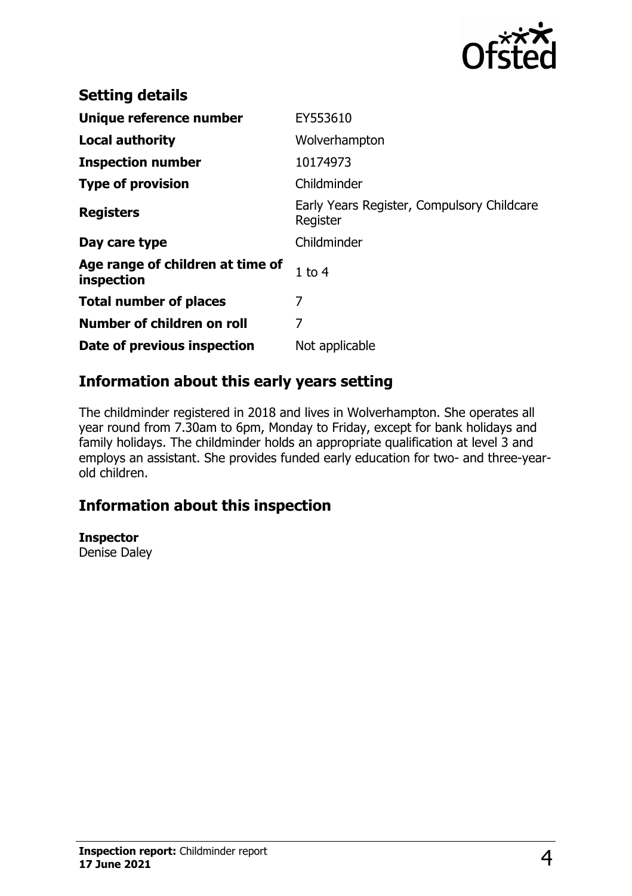## Setting details

| | |
|---|---|
| **Unique reference number** | EY553610 |
| **Local authority** | Wolverhampton |
| **Inspection number** | 10174973 |
| **Type of provision** | Childminder |
| **Registers** | Early Years Register, Compulsory Childcare Register |
| **Day care type** | Childminder |
| **Age range of children at time of inspection** | 1 to 4 |
| **Total number of places** | 7 |
| **Number of children on roll** | 7 |
| **Date of previous inspection** | Not applicable |

## Information about this early years setting

The childminder registered in 2018 and lives in Wolverhampton. She operates all year round from 7.30am to 6pm, Monday to Friday, except for bank holidays and family holidays. The childminder holds an appropriate qualification at level 3 and employs an assistant. She provides funded early education for two- and three-year-old children.

## Information about this inspection

**Inspector**
Denise Daley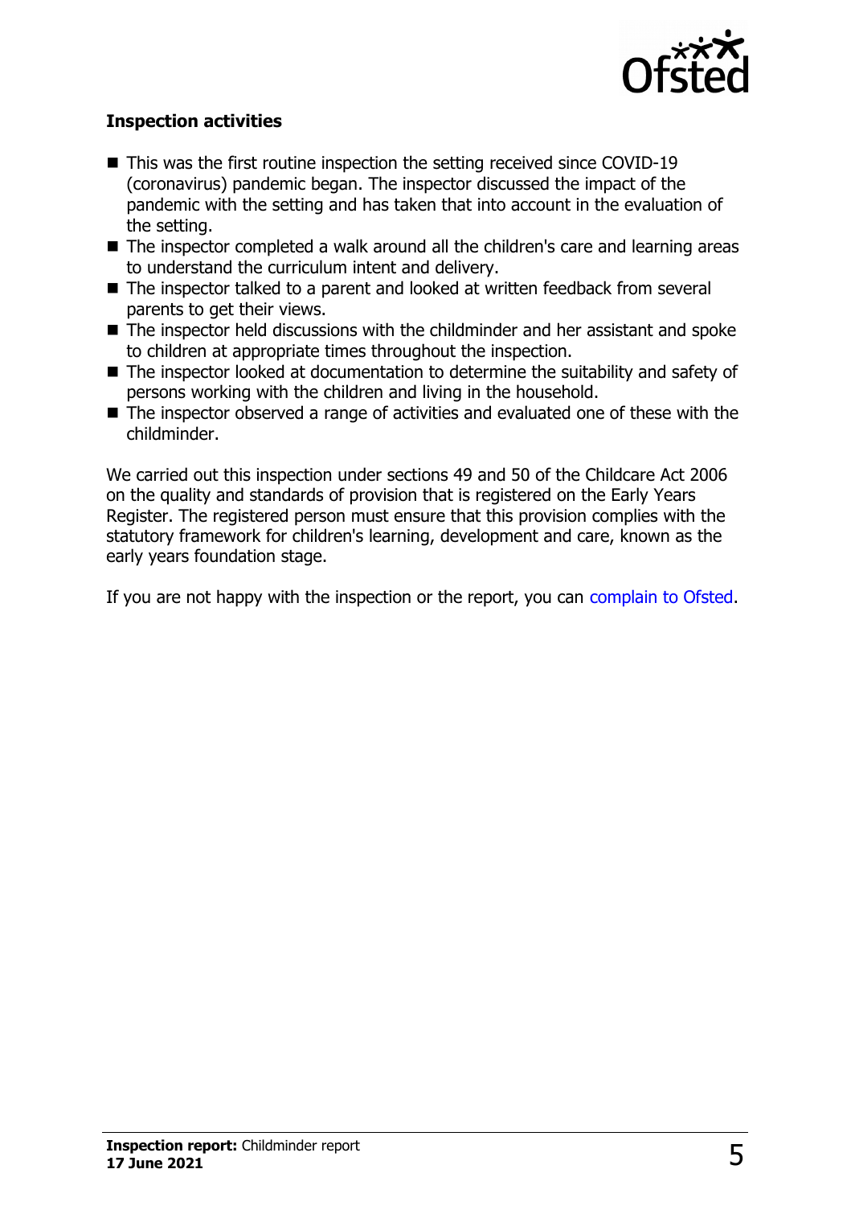## Inspection activities

- This was the first routine inspection the setting received since COVID-19 (coronavirus) pandemic began. The inspector discussed the impact of the pandemic with the setting and has taken that into account in the evaluation of the setting.
- The inspector completed a walk around all the children's care and learning areas to understand the curriculum intent and delivery.
- The inspector talked to a parent and looked at written feedback from several parents to get their views.
- The inspector held discussions with the childminder and her assistant and spoke to children at appropriate times throughout the inspection.
- The inspector looked at documentation to determine the suitability and safety of persons working with the children and living in the household.
- The inspector observed a range of activities and evaluated one of these with the childminder.

We carried out this inspection under sections 49 and 50 of the Childcare Act 2006 on the quality and standards of provision that is registered on the Early Years Register. The registered person must ensure that this provision complies with the statutory framework for children's learning, development and care, known as the early years foundation stage.

If you are not happy with the inspection or the report, you can complain to Ofsted.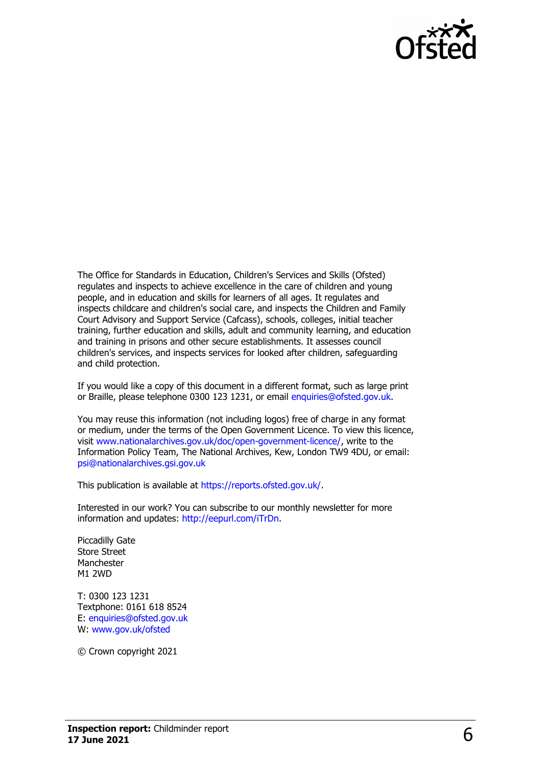The Office for Standards in Education, Children's Services and Skills (Ofsted) regulates and inspects to achieve excellence in the care of children and young people, and in education and skills for learners of all ages. It regulates and inspects childcare and children's social care, and inspects the Children and Family Court Advisory and Support Service (Cafcass), schools, colleges, initial teacher training, further education and skills, adult and community learning, and education and training in prisons and other secure establishments. It assesses council children's services, and inspects services for looked after children, safeguarding and child protection.

If you would like a copy of this document in a different format, such as large print or Braille, please telephone 0300 123 1231, or email enquiries@ofsted.gov.uk.

You may reuse this information (not including logos) free of charge in any format or medium, under the terms of the Open Government Licence. To view this licence, visit www.nationalarchives.gov.uk/doc/open-government-licence/, write to the Information Policy Team, The National Archives, Kew, London TW9 4DU, or email: psi@nationalarchives.gsi.gov.uk

This publication is available at https://reports.ofsted.gov.uk/.

Interested in our work? You can subscribe to our monthly newsletter for more information and updates: http://eepurl.com/iTrDn.

Piccadilly Gate
Store Street
Manchester
M1 2WD

T: 0300 123 1231
Textphone: 0161 618 8524
E: enquiries@ofsted.gov.uk
W: www.gov.uk/ofsted

© Crown copyright 2021